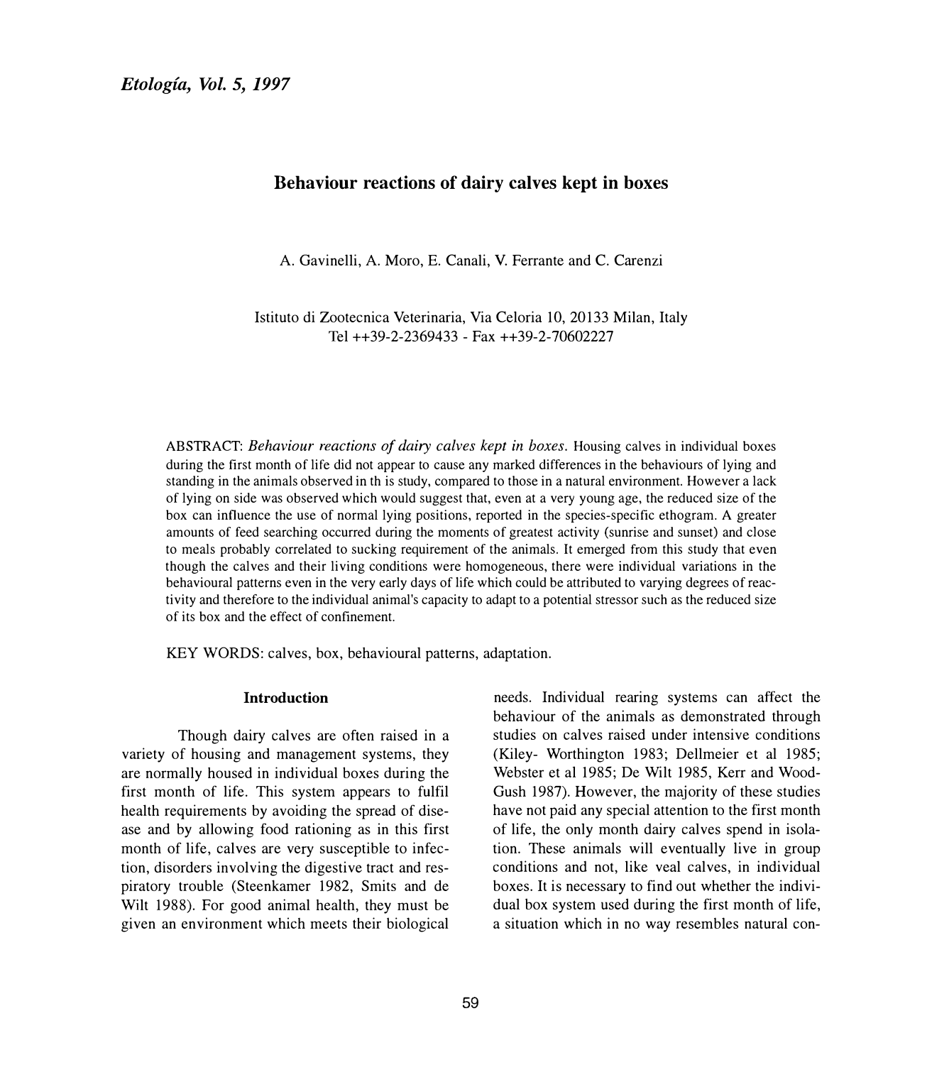# Behaviour reactions of dairy calves kept in boxes

A. Gavinelli, A. Moro, E. Canali, V. Ferrante and C. Carenzi

Istituto di Zootecnica Veterinaria, Via Celoria 10, 20133 Milan, Italy
Tel ++39-2-2369433 - Fax ++39-2-70602227

ABSTRACT: *Behaviour reactions of dairy calves kept in boxes.* Housing calves in individual boxes during the first month of life did not appear to cause any marked differences in the behaviours of lying and standing in the animals observed in th is study, compared to those in a natural environment. However a lack of lying on side was observed which would suggest that, even at a very young age, the reduced size of the box can influence the use of normal lying positions, reported in the species-specific ethogram. A greater amounts of feed searching occurred during the moments of greatest activity (sunrise and sunset) and close to meals probably correlated to sucking requirement of the animals. It emerged from this study that even though the calves and their living conditions were homogeneous, there were individual variations in the behavioural patterns even in the very early days of life which could be attributed to varying degrees of reactivity and therefore to the individual animal's capacity to adapt to a potential stressor such as the reduced size of its box and the effect of confinement.

KEY WORDS: calves, box, behavioural patterns, adaptation.

## Introduction

Though dairy calves are often raised in a variety of housing and management systems, they are normally housed in individual boxes during the first month of life. This system appears to fulfil health requirements by avoiding the spread of disease and by allowing food rationing as in this first month of life, calves are very susceptible to infection, disorders involving the digestive tract and respiratory trouble (Steenkamer 1982, Smits and de Wilt 1988). For good animal health, they must be given an environment which meets their biological needs. Individual rearing systems can affect the behaviour of the animals as demonstrated through studies on calves raised under intensive conditions (Kiley- Worthington 1983; Dellmeier et al 1985; Webster et al 1985; De Wilt 1985, Kerr and Wood-Gush 1987). However, the majority of these studies have not paid any special attention to the first month of life, the only month dairy calves spend in isolation. These animals will eventually live in group conditions and not, like veal calves, in individual boxes. It is necessary to find out whether the individual box system used during the first month of life, a situation which in no way resembles natural con-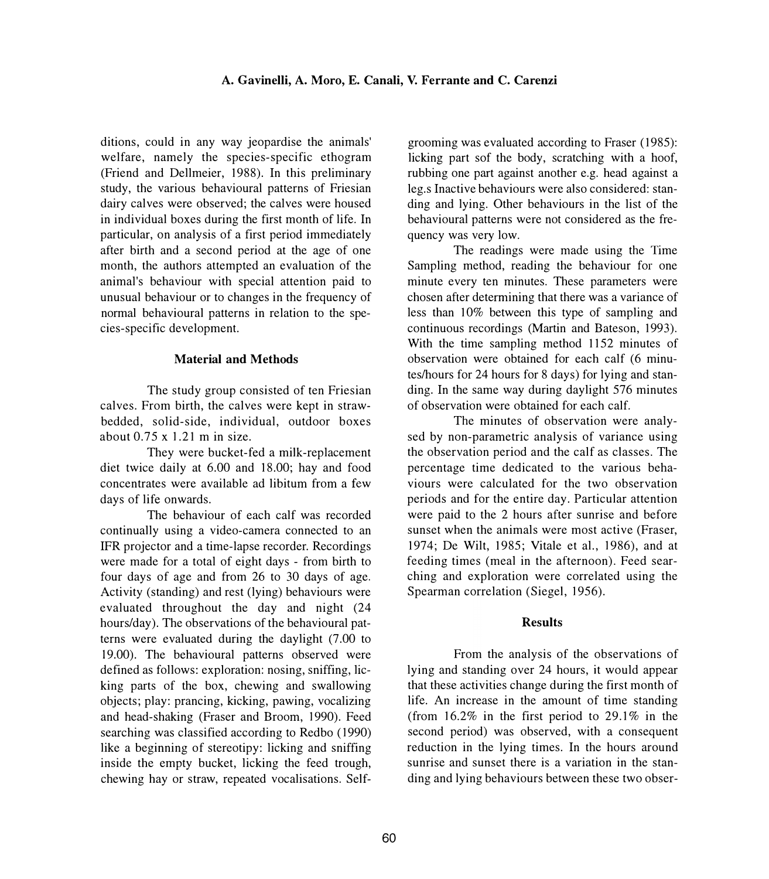ditions, could in any way jeopardise the animals' welfare, namely the species-specific ethogram (Friend and Dellmeier, 1988). In this preliminary study, the various behavioural patterns of Friesian dairy calves were observed; the calves were housed in individual boxes during the first month of life. In particular, on analysis of a first period immediately after birth and a second period at the age of one month, the authors attempted an evaluation of the animal's behaviour with special attention paid to unusual behaviour or to changes in the frequency of normal behavioural patterns in relation to the species-specific development.

## Material and Methods

The study group consisted of ten Friesian calves. From birth, the calves were kept in straw-bedded, solid-side, individual, outdoor boxes about 0.75 x 1.21 m in size.

They were bucket-fed a milk-replacement diet twice daily at 6.00 and 18.00; hay and food concentrates were available ad libitum from a few days of life onwards.

The behaviour of each calf was recorded continually using a video-camera connected to an IFR projector and a time-lapse recorder. Recordings were made for a total of eight days - from birth to four days of age and from 26 to 30 days of age. Activity (standing) and rest (lying) behaviours were evaluated throughout the day and night (24 hours/day). The observations of the behavioural patterns were evaluated during the daylight (7.00 to 19.00). The behavioural patterns observed were defined as follows: exploration: nosing, sniffing, licking parts of the box, chewing and swallowing objects; play: prancing, kicking, pawing, vocalizing and head-shaking (Fraser and Broom, 1990). Feed searching was classified according to Redbo (1990) like a beginning of stereotipy: licking and sniffing inside the empty bucket, licking the feed trough, chewing hay or straw, repeated vocalisations. Self-grooming was evaluated according to Fraser (1985): licking part sof the body, scratching with a hoof, rubbing one part against another e.g. head against a leg.s Inactive behaviours were also considered: standing and lying. Other behaviours in the list of the behavioural patterns were not considered as the frequency was very low.

The readings were made using the Time Sampling method, reading the behaviour for one minute every ten minutes. These parameters were chosen after determining that there was a variance of less than 10% between this type of sampling and continuous recordings (Martin and Bateson, 1993). With the time sampling method 1152 minutes of observation were obtained for each calf (6 minutes/hours for 24 hours for 8 days) for lying and standing. In the same way during daylight 576 minutes of observation were obtained for each calf.

The minutes of observation were analysed by non-parametric analysis of variance using the observation period and the calf as classes. The percentage time dedicated to the various behaviours were calculated for the two observation periods and for the entire day. Particular attention were paid to the 2 hours after sunrise and before sunset when the animals were most active (Fraser, 1974; De Wilt, 1985; Vitale et al., 1986), and at feeding times (meal in the afternoon). Feed searching and exploration were correlated using the Spearman correlation (Siegel, 1956).

## Results

From the analysis of the observations of lying and standing over 24 hours, it would appear that these activities change during the first month of life. An increase in the amount of time standing (from 16.2% in the first period to 29.1% in the second period) was observed, with a consequent reduction in the lying times. In the hours around sunrise and sunset there is a variation in the standing and lying behaviours between these two obser-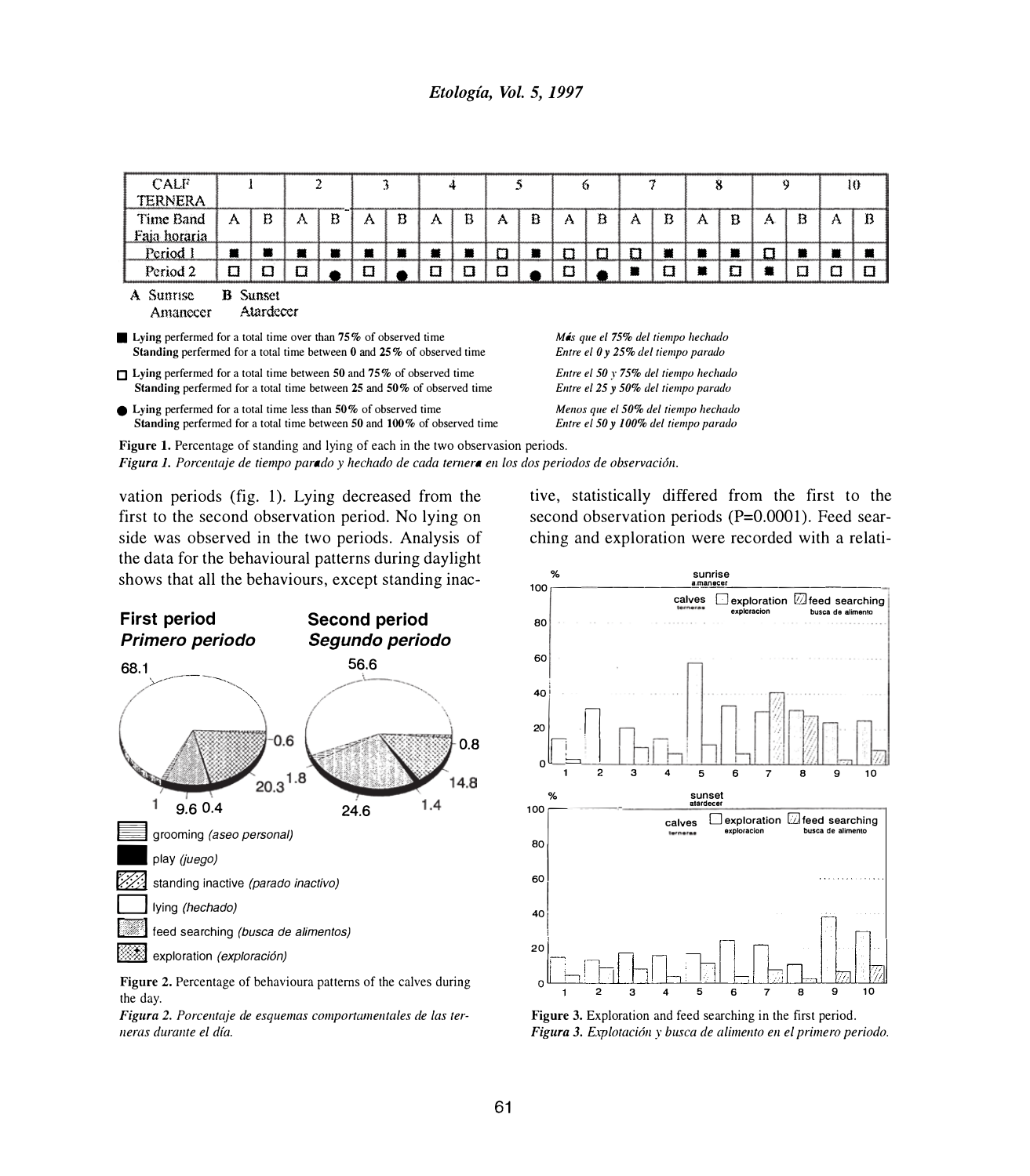| CALF TERNERA | 1 | | 2 | | 3 | | 4 | | 5 | | 6 | | 7 | | 8 | | 9 | | 10 | |
|---|---|---|---|---|---|---|---|---|---|---|---|---|---|---|---|---|---|---|---|---|
| Time Band Faja horaria | A | B | A | B | A | B | A | B | A | B | A | B | A | B | A | B | A | B | A | B |
| Period 1 | ■ | ■ | ■ | ■ | ■ | ■ | ■ | ■ | □ | ■ | □ | □ | □ | ■ | ■ | ■ | □ | ■ | ■ | ■ |
| Period 2 | □ | □ | □ | ● | □ | ● | □ | □ | □ | ● | □ | ● | ■ | □ | ■ | □ | ■ | □ | □ | □ |

**A** Sunrise / Amanecer **B** Sunset / Atardecer

■ **Lying** perfermed for a total time over than **75%** of observed time — *Más que el 75% del tiempo hechado*
**Standing** perfermed for a total time between **0** and **25%** of observed time — *Entre el 0 y 25% del tiempo parado*

□ **Lying** perfermed for a total time between **50** and **75%** of observed time — *Entre el 50 y 75% del tiempo hechado*
**Standing** perfermed for a total time between **25** and **50%** of observed time — *Entre el 25 y 50% del tiempo parado*

● **Lying** performed for a total time less than **50%** of observed time — *Menos que el 50% del tiempo hechado*
**Standing** perfermed for a total time between **50** and **100%** of observed time — *Entre el 50 y 100% del tiempo parado*

**Figure 1.** Percentage of standing and lying of each in the two observation periods.
***Figura 1.*** *Porcentaje de tiempo parado y hechado de cada ternera en los dos periodos de observación.*

vation periods (fig. 1). Lying decreased from the first to the second observation period. No lying on side was observed in the two periods. Analysis of the data for the behavioural patterns during daylight shows that all the behaviours, except standing inactive, statistically differed from the first to the second observation periods (P=0.0001). Feed searching and exploration were recorded with a relati-

**Figure 2.** Percentage of behavioura patterns of the calves during the day.
***Figura 2.*** *Porcentaje de esquemas comportamentales de las terneras durante el día.*

**Figure 3.** Exploration and feed searching in the first period.
***Figura 3.*** *Explotación y busca de alimento en el primero periodo.*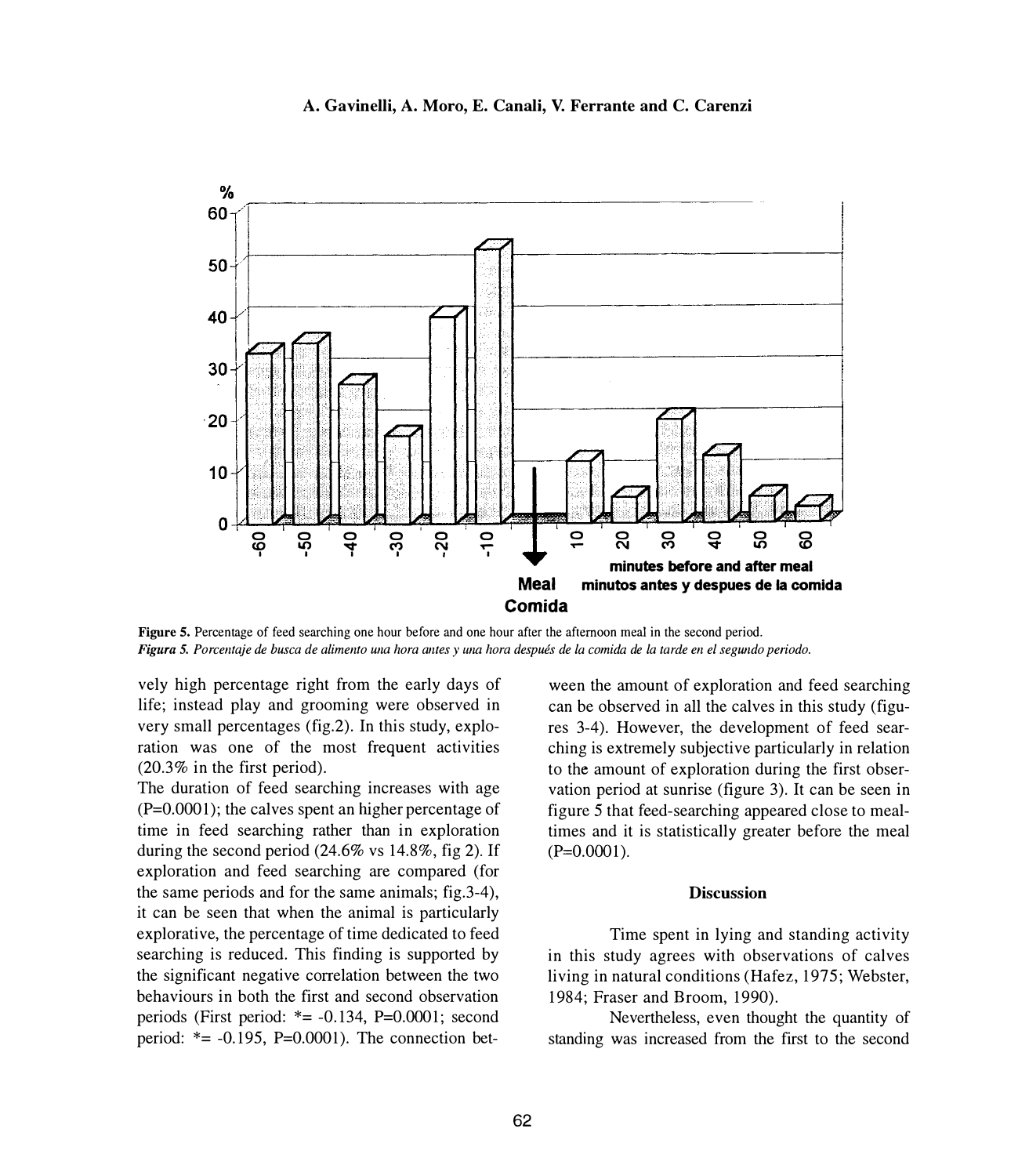**Figure 5.** Percentage of feed searching one hour before and one hour after the afternoon meal in the second period.
***Figura 5.** Porcentaje de busca de alimento una hora antes y una hora después de la comida de la tarde en el segundo periodo.*

vely high percentage right from the early days of life; instead play and grooming were observed in very small percentages (fig.2). In this study, exploration was one of the most frequent activities (20.3% in the first period).

The duration of feed searching increases with age (P=0.0001); the calves spent an higher percentage of time in feed searching rather than in exploration during the second period (24.6% vs 14.8%, fig 2). If exploration and feed searching are compared (for the same periods and for the same animals; fig.3-4), it can be seen that when the animal is particularly explorative, the percentage of time dedicated to feed searching is reduced. This finding is supported by the significant negative correlation between the two behaviours in both the first and second observation periods (First period: *= -0.134, P=0.0001; second period: *= -0.195, P=0.0001). The connection between the amount of exploration and feed searching can be observed in all the calves in this study (figures 3-4). However, the development of feed searching is extremely subjective particularly in relation to the amount of exploration during the first observation period at sunrise (figure 3). It can be seen in figure 5 that feed-searching appeared close to mealtimes and it is statistically greater before the meal (P=0.0001).

## Discussion

Time spent in lying and standing activity in this study agrees with observations of calves living in natural conditions (Hafez, 1975; Webster, 1984; Fraser and Broom, 1990).

Nevertheless, even thought the quantity of standing was increased from the first to the second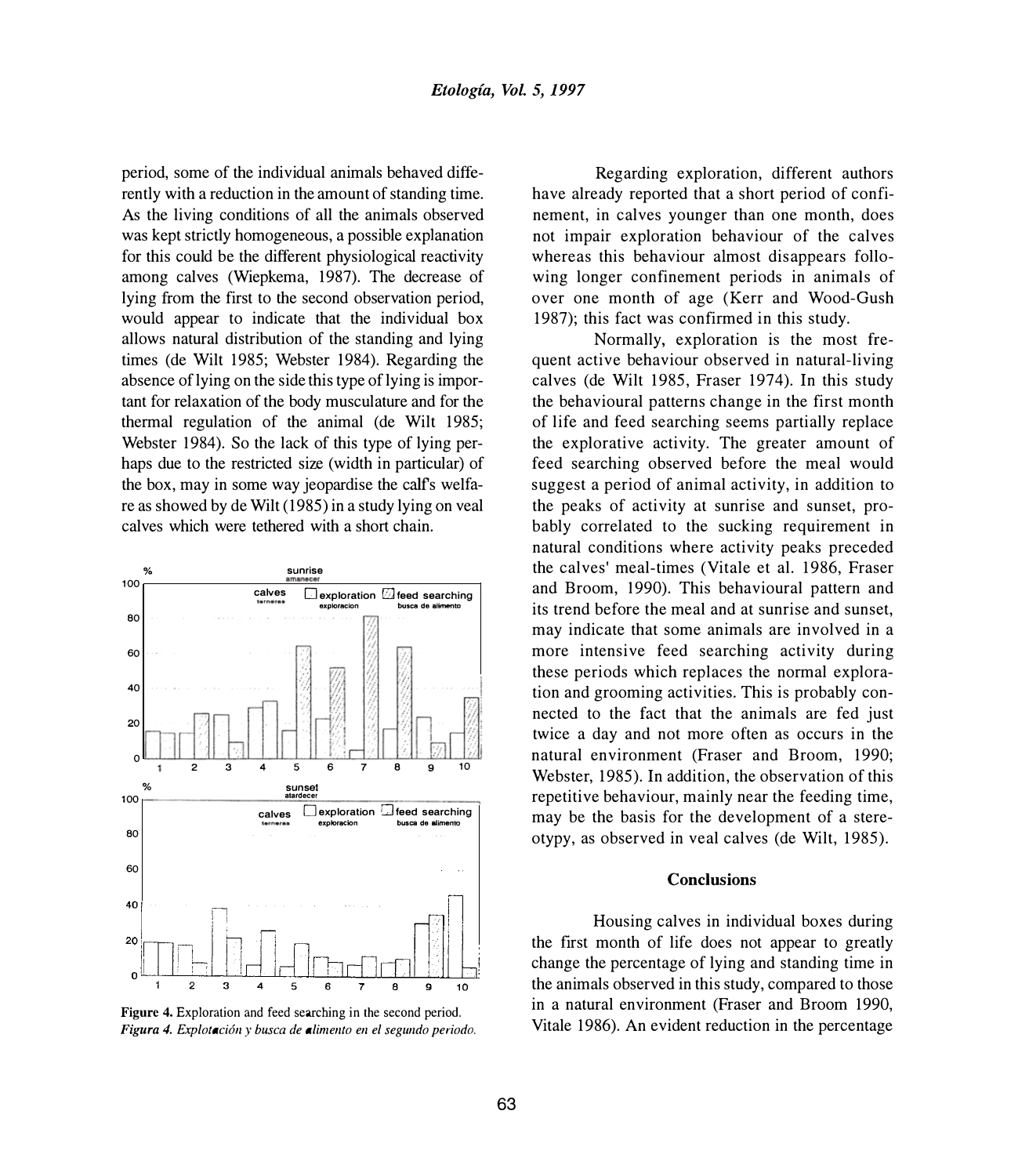period, some of the individual animals behaved differently with a reduction in the amount of standing time. As the living conditions of all the animals observed was kept strictly homogeneous, a possible explanation for this could be the different physiological reactivity among calves (Wiepkema, 1987). The decrease of lying from the first to the second observation period, would appear to indicate that the individual box allows natural distribution of the standing and lying times (de Wilt 1985; Webster 1984). Regarding the absence of lying on the side this type of lying is important for relaxation of the body musculature and for the thermal regulation of the animal (de Wilt 1985; Webster 1984). So the lack of this type of lying perhaps due to the restricted size (width in particular) of the box, may in some way jeopardise the calf's welfare as showed by de Wilt (1985) in a study lying on veal calves which were tethered with a short chain.

**Figure 4.** Exploration and feed searching in the second period.
*Figura 4. Explotación y busca de alimento en el segundo periodo.*

Regarding exploration, different authors have already reported that a short period of confinement, in calves younger than one month, does not impair exploration behaviour of the calves whereas this behaviour almost disappears following longer confinement periods in animals of over one month of age (Kerr and Wood-Gush 1987); this fact was confirmed in this study.

Normally, exploration is the most frequent active behaviour observed in natural-living calves (de Wilt 1985, Fraser 1974). In this study the behavioural patterns change in the first month of life and feed searching seems partially replace the explorative activity. The greater amount of feed searching observed before the meal would suggest a period of animal activity, in addition to the peaks of activity at sunrise and sunset, probably correlated to the sucking requirement in natural conditions where activity peaks preceded the calves' meal-times (Vitale et al. 1986, Fraser and Broom, 1990). This behavioural pattern and its trend before the meal and at sunrise and sunset, may indicate that some animals are involved in a more intensive feed searching activity during these periods which replaces the normal exploration and grooming activities. This is probably connected to the fact that the animals are fed just twice a day and not more often as occurs in the natural environment (Fraser and Broom, 1990; Webster, 1985). In addition, the observation of this repetitive behaviour, mainly near the feeding time, may be the basis for the development of a stereotypy, as observed in veal calves (de Wilt, 1985).

## Conclusions

Housing calves in individual boxes during the first month of life does not appear to greatly change the percentage of lying and standing time in the animals observed in this study, compared to those in a natural environment (Fraser and Broom 1990, Vitale 1986). An evident reduction in the percentage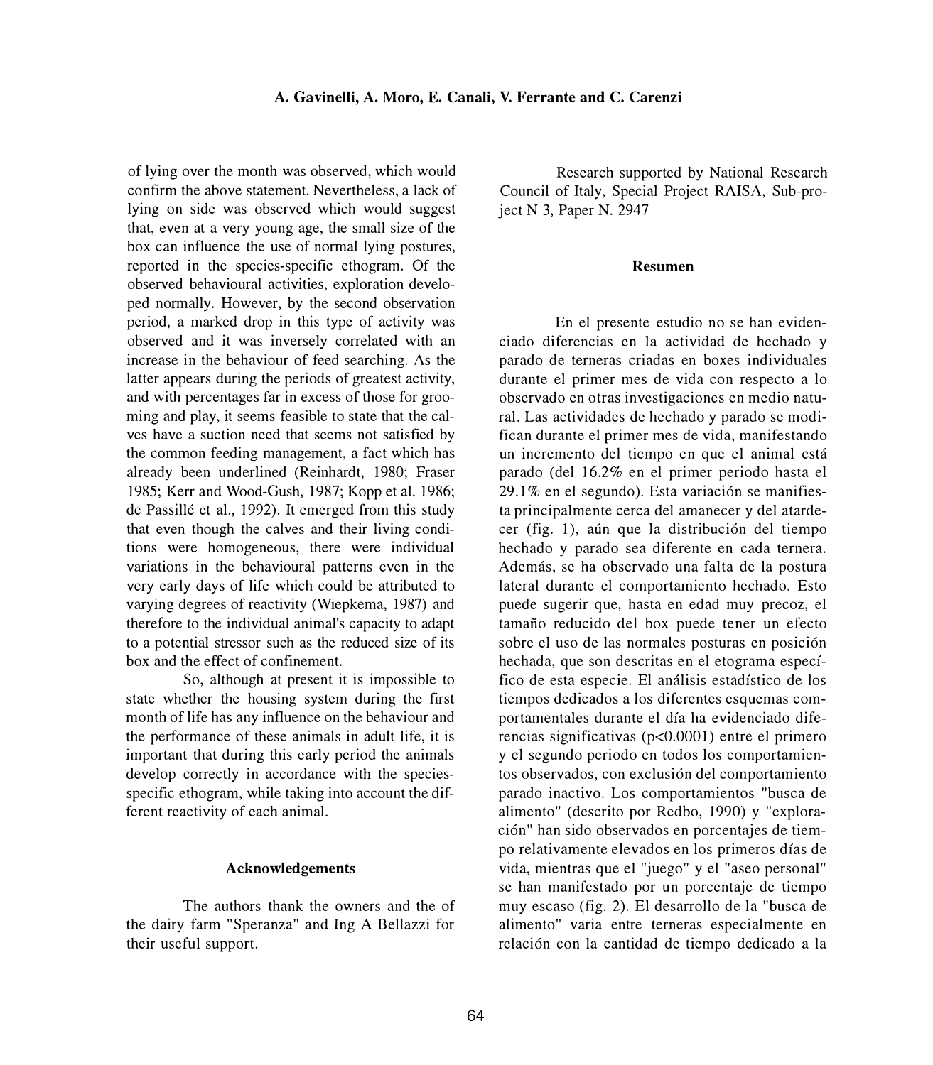of lying over the month was observed, which would confirm the above statement. Nevertheless, a lack of lying on side was observed which would suggest that, even at a very young age, the small size of the box can influence the use of normal lying postures, reported in the species-specific ethogram. Of the observed behavioural activities, exploration developed normally. However, by the second observation period, a marked drop in this type of activity was observed and it was inversely correlated with an increase in the behaviour of feed searching. As the latter appears during the periods of greatest activity, and with percentages far in excess of those for grooming and play, it seems feasible to state that the calves have a suction need that seems not satisfied by the common feeding management, a fact which has already been underlined (Reinhardt, 1980; Fraser 1985; Kerr and Wood-Gush, 1987; Kopp et al. 1986; de Passillé et al., 1992). It emerged from this study that even though the calves and their living conditions were homogeneous, there were individual variations in the behavioural patterns even in the very early days of life which could be attributed to varying degrees of reactivity (Wiepkema, 1987) and therefore to the individual animal's capacity to adapt to a potential stressor such as the reduced size of its box and the effect of confinement.

So, although at present it is impossible to state whether the housing system during the first month of life has any influence on the behaviour and the performance of these animals in adult life, it is important that during this early period the animals develop correctly in accordance with the species-specific ethogram, while taking into account the different reactivity of each animal.

### Acknowledgements

The authors thank the owners and the of the dairy farm "Speranza" and Ing A Bellazzi for their useful support.

Research supported by National Research Council of Italy, Special Project RAISA, Sub-project N 3, Paper N. 2947

### Resumen

En el presente estudio no se han evidenciado diferencias en la actividad de hechado y parado de terneras criadas en boxes individuales durante el primer mes de vida con respecto a lo observado en otras investigaciones en medio natural. Las actividades de hechado y parado se modifican durante el primer mes de vida, manifestando un incremento del tiempo en que el animal está parado (del 16.2% en el primer periodo hasta el 29.1% en el segundo). Esta variación se manifiesta principalmente cerca del amanecer y del atardecer (fig. 1), aún que la distribución del tiempo hechado y parado sea diferente en cada ternera. Además, se ha observado una falta de la postura lateral durante el comportamiento hechado. Esto puede sugerir que, hasta en edad muy precoz, el tamaño reducido del box puede tener un efecto sobre el uso de las normales posturas en posición hechada, que son descritas en el etograma específico de esta especie. El análisis estadístico de los tiempos dedicados a los diferentes esquemas comportamentales durante el día ha evidenciado diferencias significativas ($p<0.0001$) entre el primero y el segundo periodo en todos los comportamientos observados, con exclusión del comportamiento parado inactivo. Los comportamientos "busca de alimento" (descrito por Redbo, 1990) y "exploración" han sido observados en porcentajes de tiempo relativamente elevados en los primeros días de vida, mientras que el "juego" y el "aseo personal" se han manifestado por un porcentaje de tiempo muy escaso (fig. 2). El desarrollo de la "busca de alimento" varia entre terneras especialmente en relación con la cantidad de tiempo dedicado a la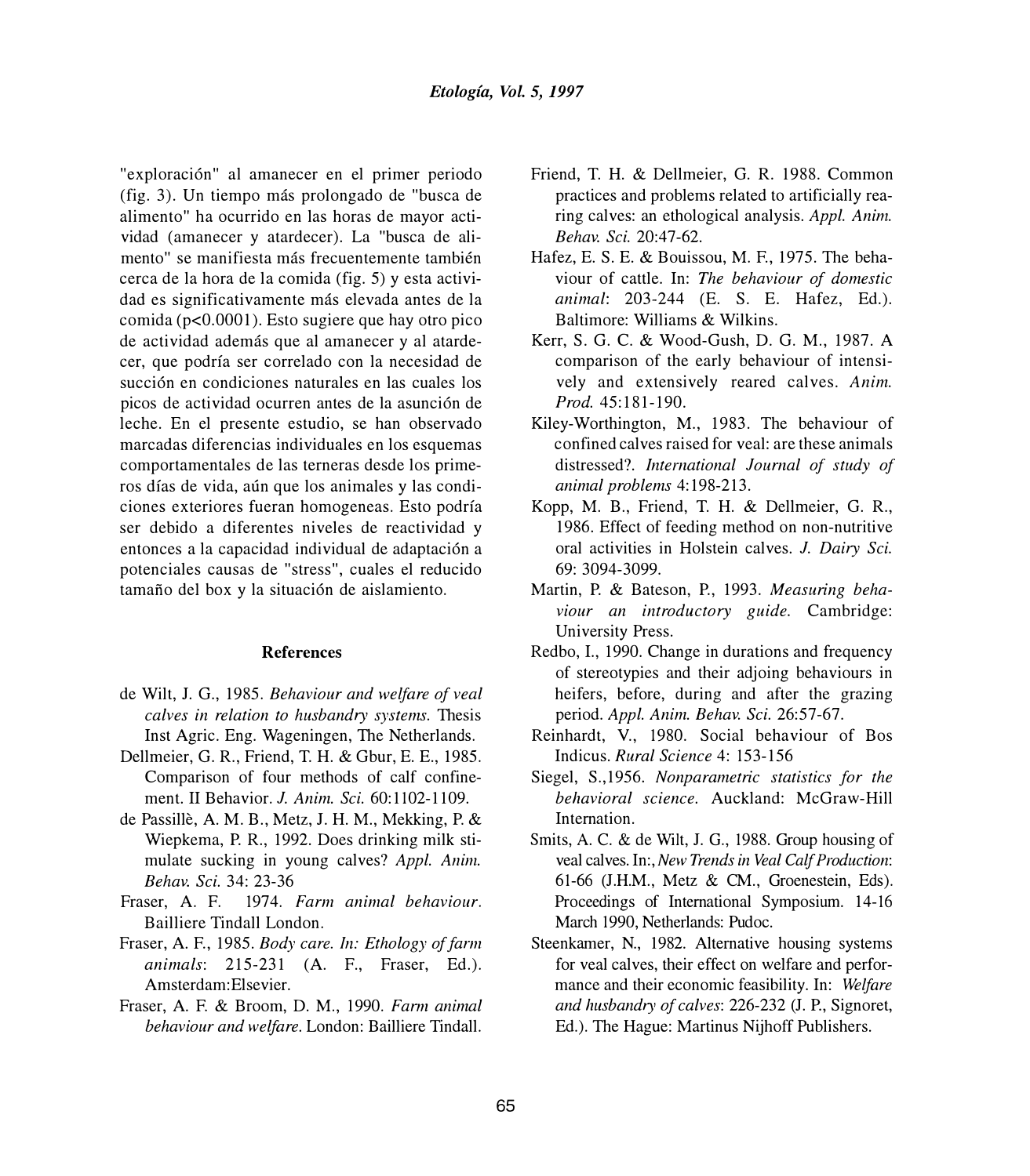"exploración" al amanecer en el primer periodo (fig. 3). Un tiempo más prolongado de "busca de alimento" ha ocurrido en las horas de mayor actividad (amanecer y atardecer). La "busca de alimento" se manifiesta más frecuentemente también cerca de la hora de la comida (fig. 5) y esta actividad es significativamente más elevada antes de la comida ($p<0.0001$). Esto sugiere que hay otro pico de actividad además que al amanecer y al atardecer, que podría ser correlado con la necesidad de succión en condiciones naturales en las cuales los picos de actividad ocurren antes de la asunción de leche. En el presente estudio, se han observado marcadas diferencias individuales en los esquemas comportamentales de las terneras desde los primeros días de vida, aún que los animales y las condiciones exteriores fueran homogeneas. Esto podría ser debido a diferentes niveles de reactividad y entonces a la capacidad individual de adaptación a potenciales causas de "stress", cuales el reducido tamaño del box y la situación de aislamiento.

## References

de Wilt, J. G., 1985. *Behaviour and welfare of veal calves in relation to husbandry systems.* Thesis Inst Agric. Eng. Wageningen, The Netherlands.

Dellmeier, G. R., Friend, T. H. & Gbur, E. E., 1985. Comparison of four methods of calf confinement. II Behavior. *J. Anim. Sci.* 60:1102-1109.

de Passillè, A. M. B., Metz, J. H. M., Mekking, P. & Wiepkema, P. R., 1992. Does drinking milk stimulate sucking in young calves? *Appl. Anim. Behav. Sci.* 34: 23-36

Fraser, A. F. 1974. *Farm animal behaviour*. Bailliere Tindall London.

Fraser, A. F., 1985. *Body care. In: Ethology of farm animals*: 215-231 (A. F., Fraser, Ed.). Amsterdam:Elsevier.

Fraser, A. F. & Broom, D. M., 1990. *Farm animal behaviour and welfare*. London: Bailliere Tindall.

Friend, T. H. & Dellmeier, G. R. 1988. Common practices and problems related to artificially rearing calves: an ethological analysis. *Appl. Anim. Behav. Sci.* 20:47-62.

Hafez, E. S. E. & Bouissou, M. F., 1975. The behaviour of cattle. In: *The behaviour of domestic animal*: 203-244 (E. S. E. Hafez, Ed.). Baltimore: Williams & Wilkins.

Kerr, S. G. C. & Wood-Gush, D. G. M., 1987. A comparison of the early behaviour of intensively and extensively reared calves. *Anim. Prod.* 45:181-190.

Kiley-Worthington, M., 1983. The behaviour of confined calves raised for veal: are these animals distressed?. *International Journal of study of animal problems* 4:198-213.

Kopp, M. B., Friend, T. H. & Dellmeier, G. R., 1986. Effect of feeding method on non-nutritive oral activities in Holstein calves. *J. Dairy Sci.* 69: 3094-3099.

Martin, P. & Bateson, P., 1993. *Measuring behaviour an introductory guide.* Cambridge: University Press.

Redbo, I., 1990. Change in durations and frequency of stereotypies and their adjoing behaviours in heifers, before, during and after the grazing period. *Appl. Anim. Behav. Sci.* 26:57-67.

Reinhardt, V., 1980. Social behaviour of Bos Indicus. *Rural Science* 4: 153-156

Siegel, S.,1956. *Nonparametric statistics for the behavioral science.* Auckland: McGraw-Hill Internation.

Smits, A. C. & de Wilt, J. G., 1988. Group housing of veal calves. In:, *New Trends in Veal Calf Production*: 61-66 (J.H.M., Metz & CM., Groenestein, Eds). Proceedings of International Symposium. 14-16 March 1990, Netherlands: Pudoc.

Steenkamer, N., 1982. Alternative housing systems for veal calves, their effect on welfare and performance and their economic feasibility. In: *Welfare and husbandry of calves*: 226-232 (J. P., Signoret, Ed.). The Hague: Martinus Nijhoff Publishers.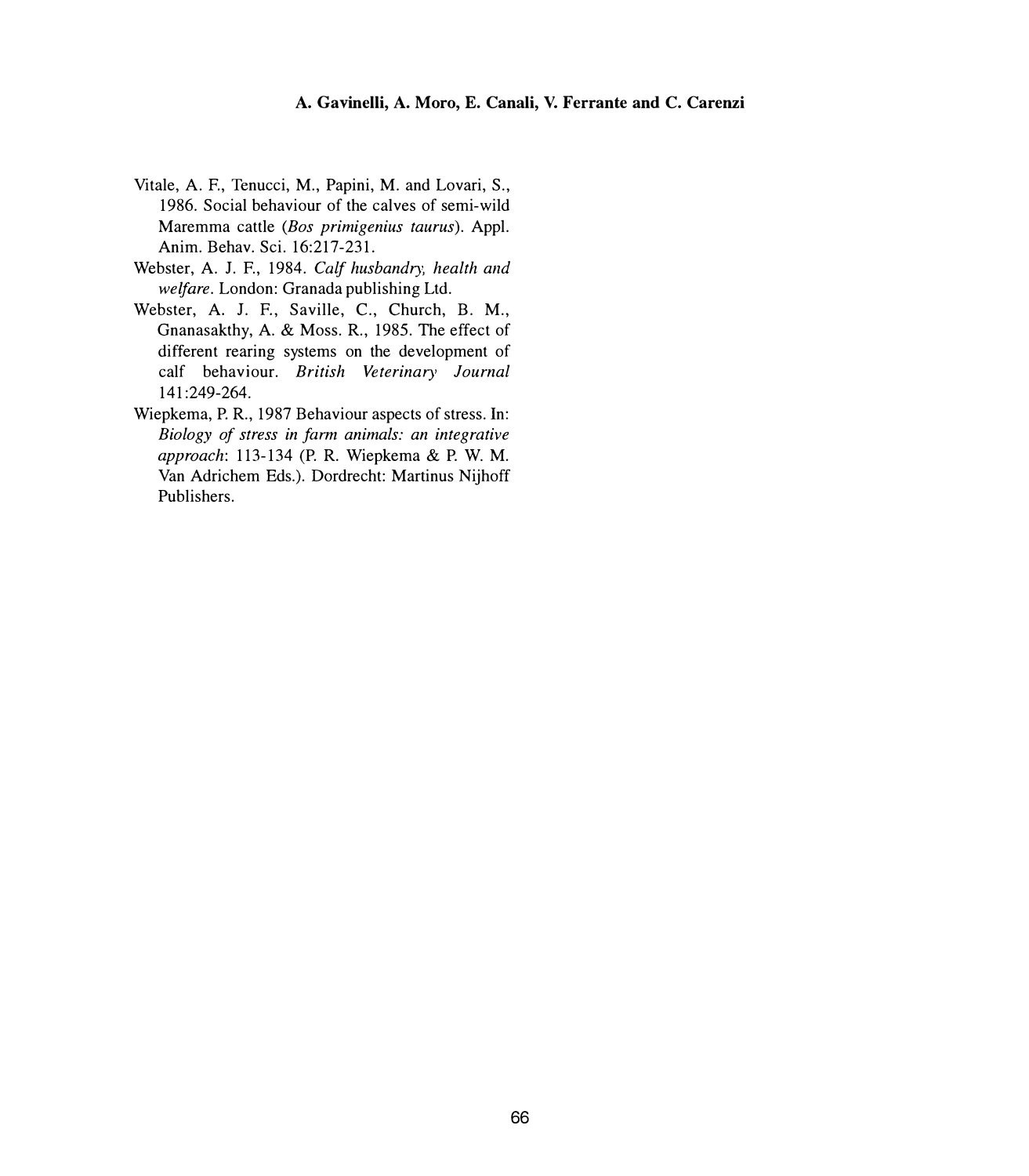Vitale, A. F., Tenucci, M., Papini, M. and Lovari, S., 1986. Social behaviour of the calves of semi-wild Maremma cattle (*Bos primigenius taurus*). Appl. Anim. Behav. Sci. 16:217-231.

Webster, A. J. F., 1984. *Calf husbandry, health and welfare*. London: Granada publishing Ltd.

Webster, A. J. F., Saville, C., Church, B. M., Gnanasakthy, A. & Moss. R., 1985. The effect of different rearing systems on the development of calf behaviour. *British Veterinary Journal* 141:249-264.

Wiepkema, P. R., 1987 Behaviour aspects of stress. In: *Biology of stress in farm animals: an integrative approach*: 113-134 (P. R. Wiepkema & P. W. M. Van Adrichem Eds.). Dordrecht: Martinus Nijhoff Publishers.